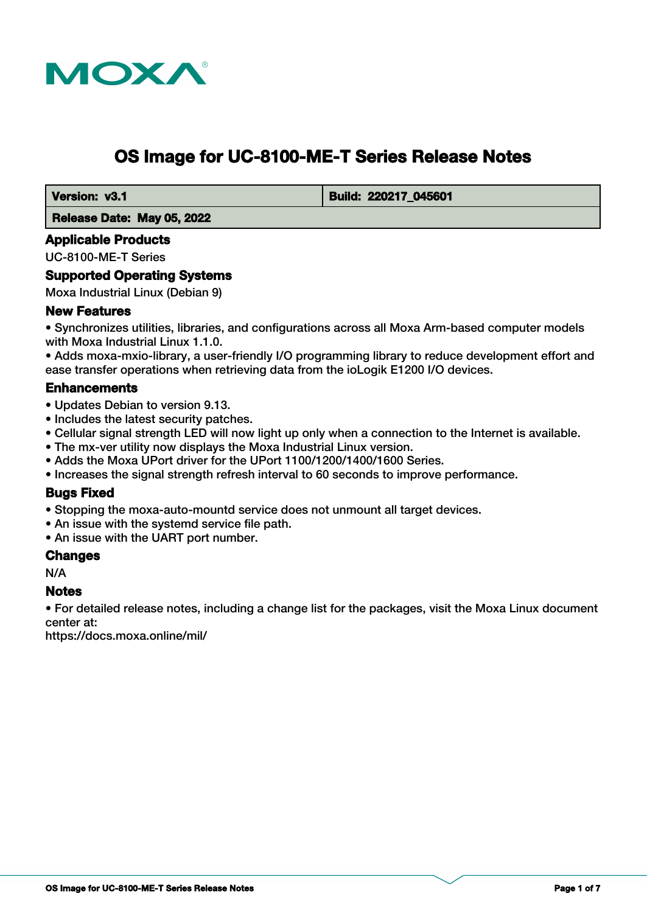# OS Image for UC-8100-ME-T Series Release Notes

| Version: v3.1 | Build: 220217_045601 |
| --- | --- |
| Release Date: May 05, 2022 | |

## Applicable Products

UC-8100-ME-T Series

## Supported Operating Systems

Moxa Industrial Linux (Debian 9)

## New Features

- Synchronizes utilities, libraries, and configurations across all Moxa Arm-based computer models with Moxa Industrial Linux 1.1.0.
- Adds moxa-mxio-library, a user-friendly I/O programming library to reduce development effort and ease transfer operations when retrieving data from the ioLogik E1200 I/O devices.

## Enhancements

- Updates Debian to version 9.13.
- Includes the latest security patches.
- Cellular signal strength LED will now light up only when a connection to the Internet is available.
- The mx-ver utility now displays the Moxa Industrial Linux version.
- Adds the Moxa UPort driver for the UPort 1100/1200/1400/1600 Series.
- Increases the signal strength refresh interval to 60 seconds to improve performance.

## Bugs Fixed

- Stopping the moxa-auto-mountd service does not unmount all target devices.
- An issue with the systemd service file path.
- An issue with the UART port number.

## Changes

N/A

## Notes

- For detailed release notes, including a change list for the packages, visit the Moxa Linux document center at:
https://docs.moxa.online/mil/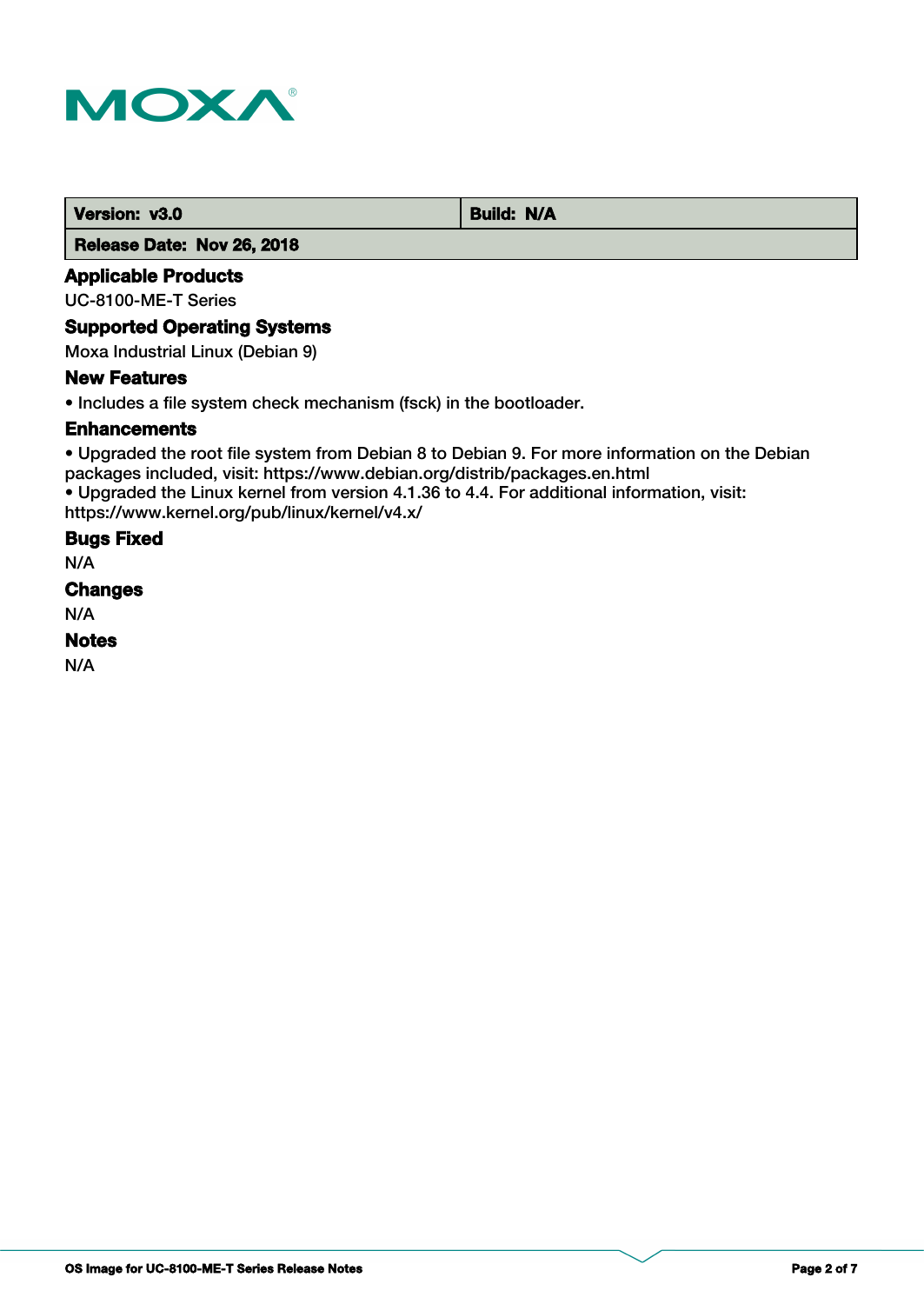| Version: v3.0 | Build: N/A |
|---|---|
| Release Date: Nov 26, 2018 | |

### Applicable Products

UC-8100-ME-T Series

### Supported Operating Systems

Moxa Industrial Linux (Debian 9)

### New Features

- Includes a file system check mechanism (fsck) in the bootloader.

### Enhancements

- Upgraded the root file system from Debian 8 to Debian 9. For more information on the Debian packages included, visit: https://www.debian.org/distrib/packages.en.html
- Upgraded the Linux kernel from version 4.1.36 to 4.4. For additional information, visit: https://www.kernel.org/pub/linux/kernel/v4.x/

### Bugs Fixed

N/A

### Changes

N/A

### Notes

N/A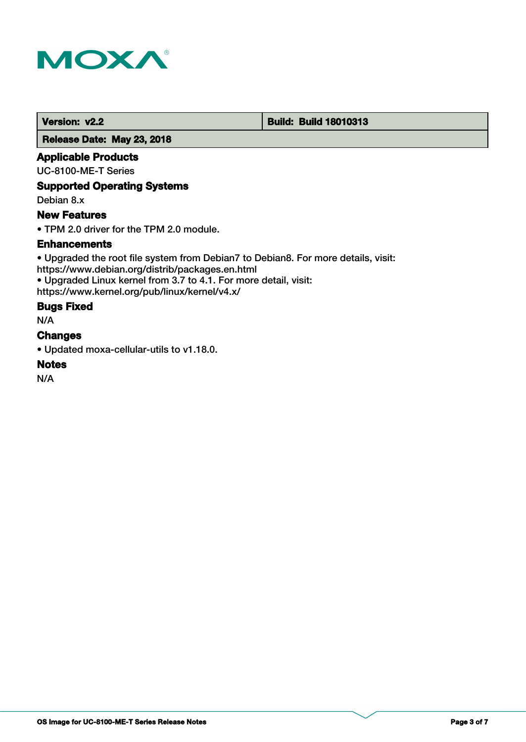| Version: v2.2 | Build: Build 18010313 |
| --- | --- |
| Release Date: May 23, 2018 | |

### Applicable Products

UC-8100-ME-T Series

### Supported Operating Systems

Debian 8.x

### New Features

- TPM 2.0 driver for the TPM 2.0 module.

### Enhancements

- Upgraded the root file system from Debian7 to Debian8. For more details, visit: https://www.debian.org/distrib/packages.en.html
- Upgraded Linux kernel from 3.7 to 4.1. For more detail, visit: https://www.kernel.org/pub/linux/kernel/v4.x/

### Bugs Fixed

N/A

### Changes

- Updated moxa-cellular-utils to v1.18.0.

### Notes

N/A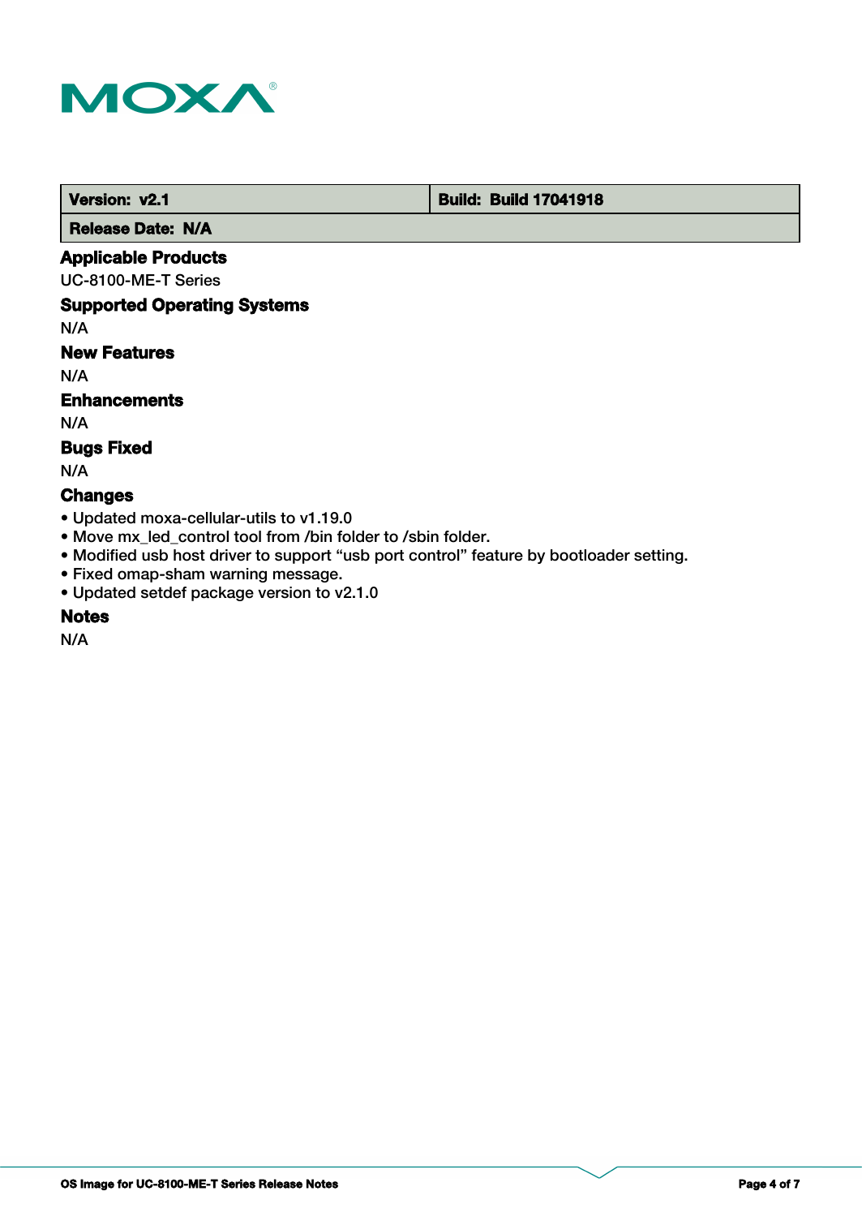| **Version:** v2.1 | **Build:** Build 17041918 |
| --- | --- |
| **Release Date:** N/A | |

### Applicable Products

UC-8100-ME-T Series

### Supported Operating Systems

N/A

### New Features

N/A

### Enhancements

N/A

### Bugs Fixed

N/A

### Changes

- Updated moxa-cellular-utils to v1.19.0
- Move mx_led_control tool from /bin folder to /sbin folder.
- Modified usb host driver to support “usb port control” feature by bootloader setting.
- Fixed omap-sham warning message.
- Updated setdef package version to v2.1.0

### Notes

N/A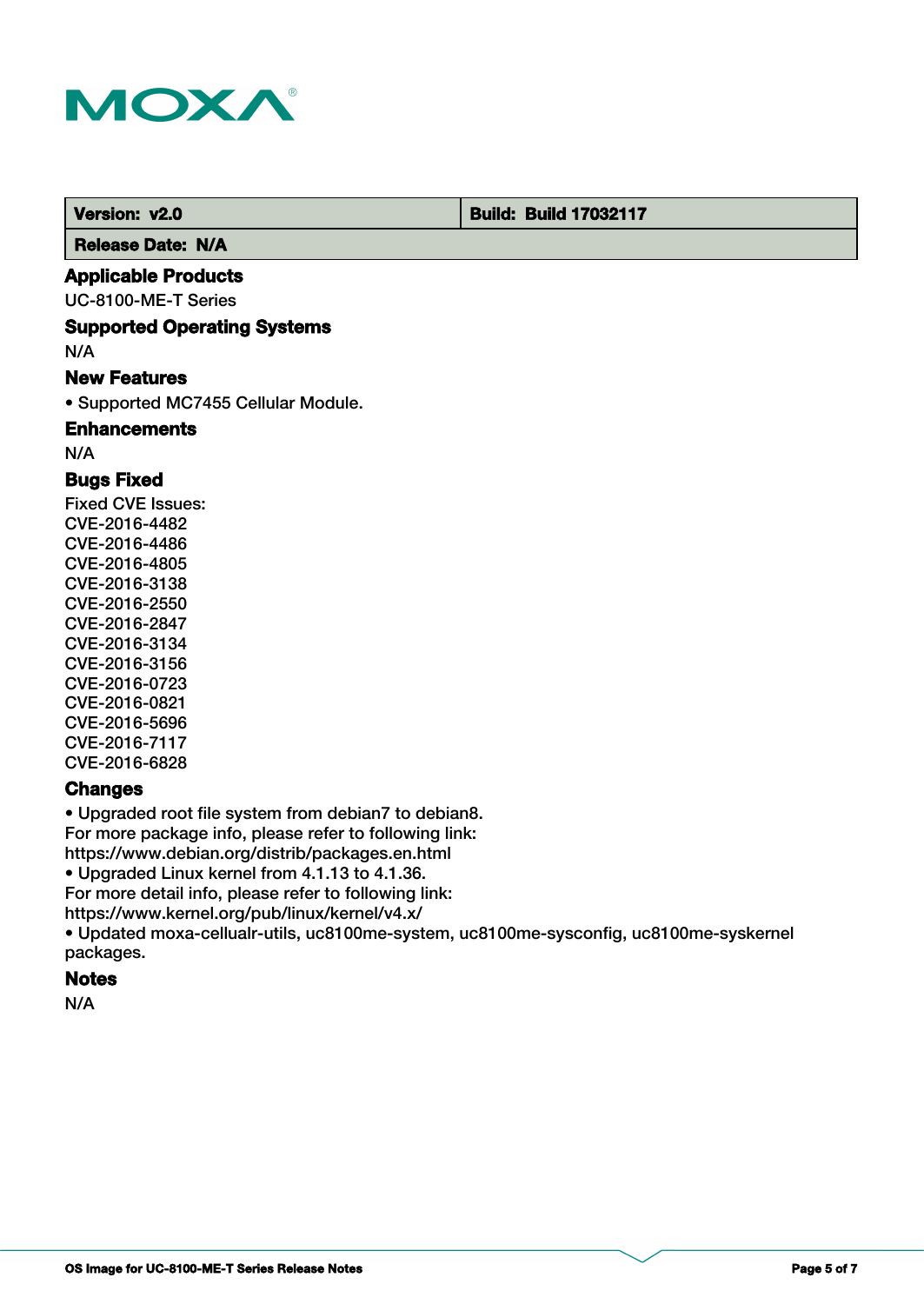| Version: v2.0 | Build: Build 17032117 |
| --- | --- |
| Release Date: N/A | |

### Applicable Products

UC-8100-ME-T Series

### Supported Operating Systems

N/A

### New Features

• Supported MC7455 Cellular Module.

### Enhancements

N/A

### Bugs Fixed

Fixed CVE Issues:
CVE-2016-4482
CVE-2016-4486
CVE-2016-4805
CVE-2016-3138
CVE-2016-2550
CVE-2016-2847
CVE-2016-3134
CVE-2016-3156
CVE-2016-0723
CVE-2016-0821
CVE-2016-5696
CVE-2016-7117
CVE-2016-6828

### Changes

• Upgraded root file system from debian7 to debian8.
For more package info, please refer to following link:
https://www.debian.org/distrib/packages.en.html
• Upgraded Linux kernel from 4.1.13 to 4.1.36.
For more detail info, please refer to following link:
https://www.kernel.org/pub/linux/kernel/v4.x/
• Updated moxa-cellualr-utils, uc8100me-system, uc8100me-sysconfig, uc8100me-syskernel packages.

### Notes

N/A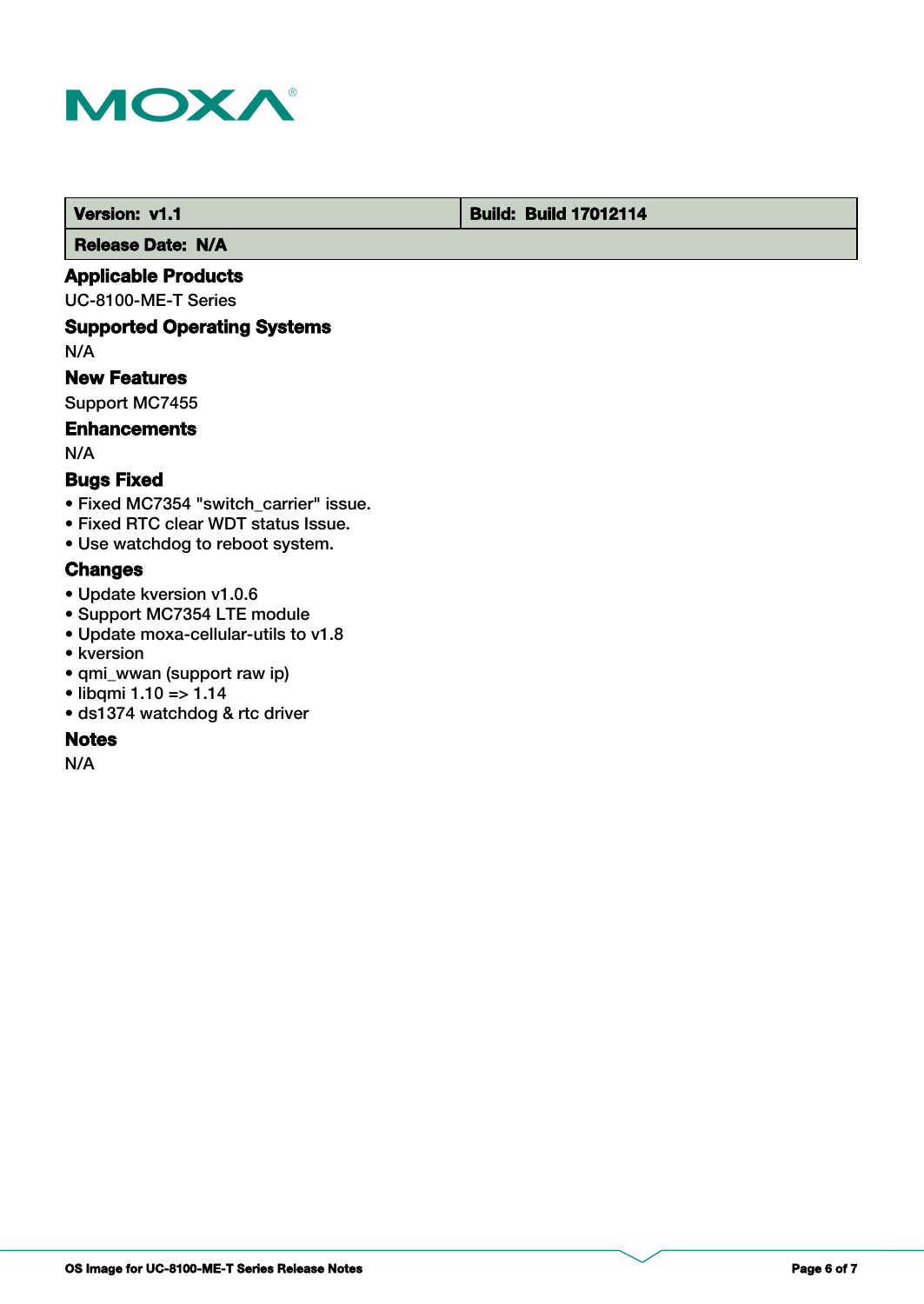| Version: v1.1 | Build: Build 17012114 |
| --- | --- |
| Release Date: N/A | |

### Applicable Products

UC-8100-ME-T Series

### Supported Operating Systems

N/A

### New Features

Support MC7455

### Enhancements

N/A

### Bugs Fixed

- Fixed MC7354 "switch_carrier" issue.
- Fixed RTC clear WDT status Issue.
- Use watchdog to reboot system.

### Changes

- Update kversion v1.0.6
- Support MC7354 LTE module
- Update moxa-cellular-utils to v1.8
- kversion
- qmi_wwan (support raw ip)
- libqmi 1.10 => 1.14
- ds1374 watchdog & rtc driver

### Notes

N/A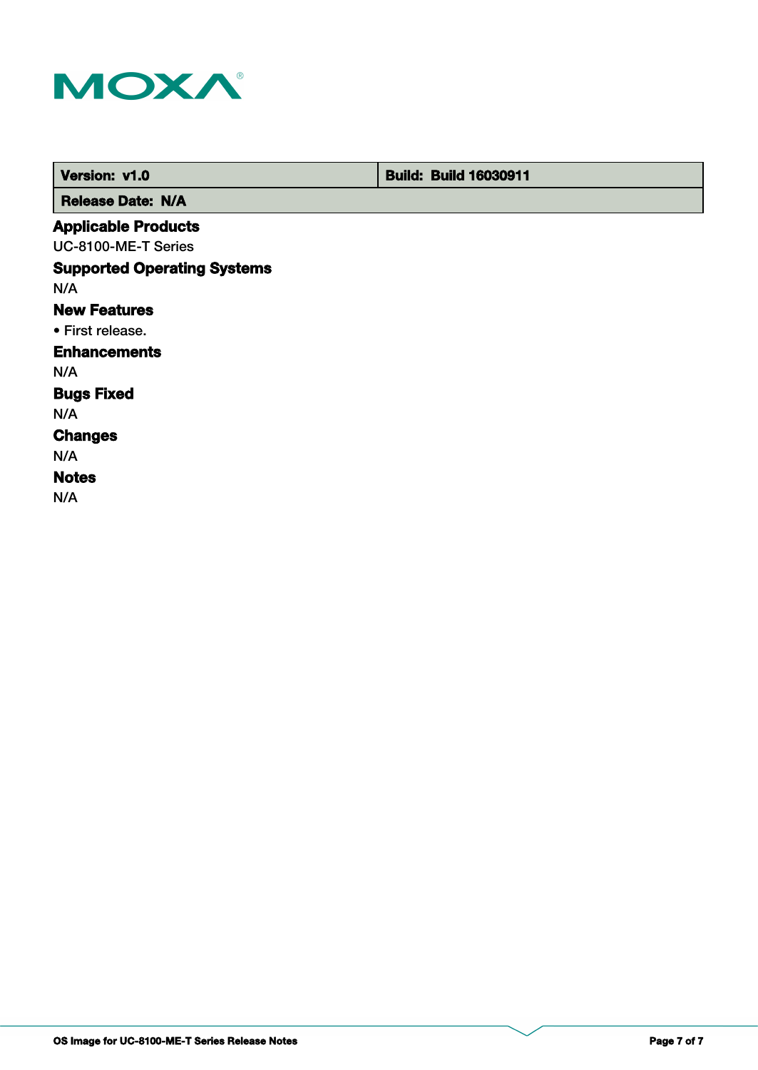| Version: v1.0 | Build: Build 16030911 |
| --- | --- |
| Release Date: N/A | |

### Applicable Products

UC-8100-ME-T Series

### Supported Operating Systems

N/A

### New Features

- First release.

### Enhancements

N/A

### Bugs Fixed

N/A

### Changes

N/A

### Notes

N/A